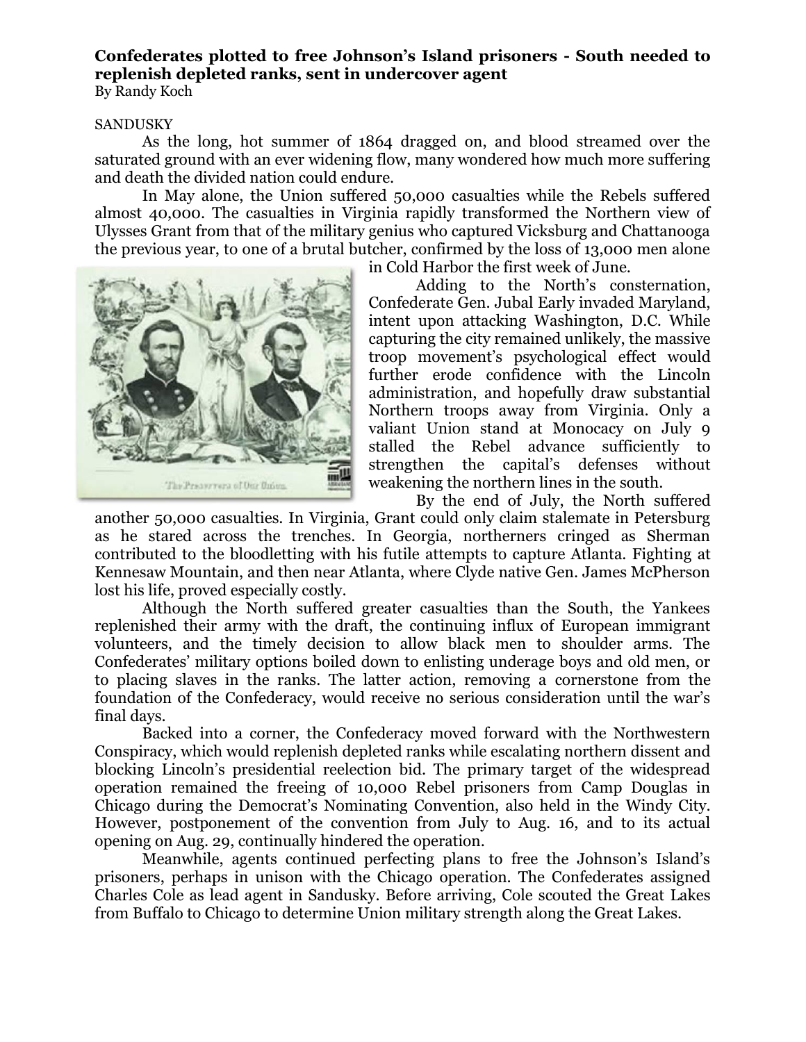**Confederates plotted to free Johnson's Island prisoners - South needed to replenish depleted ranks, sent in undercover agent**

By Randy Koch

SANDUSKY

As the long, hot summer of 1864 dragged on, and blood streamed over the saturated ground with an ever widening flow, many wondered how much more suffering and death the divided nation could endure.

In May alone, the Union suffered 50,000 casualties while the Rebels suffered almost 40,000. The casualties in Virginia rapidly transformed the Northern view of Ulysses Grant from that of the military genius who captured Vicksburg and Chattanooga the previous year, to one of a brutal butcher, confirmed by the loss of 13,000 men alone in Cold Harbor the first week of June.

Adding to the North's consternation, Confederate Gen. Jubal Early invaded Maryland, intent upon attacking Washington, D.C. While capturing the city remained unlikely, the massive troop movement's psychological effect would further erode confidence with the Lincoln administration, and hopefully draw substantial Northern troops away from Virginia. Only a valiant Union stand at Monocacy on July 9 stalled the Rebel advance sufficiently to strengthen the capital's defenses without weakening the northern lines in the south.

By the end of July, the North suffered another 50,000 casualties. In Virginia, Grant could only claim stalemate in Petersburg as he stared across the trenches. In Georgia, northerners cringed as Sherman contributed to the bloodletting with his futile attempts to capture Atlanta. Fighting at Kennesaw Mountain, and then near Atlanta, where Clyde native Gen. James McPherson lost his life, proved especially costly.

Although the North suffered greater casualties than the South, the Yankees replenished their army with the draft, the continuing influx of European immigrant volunteers, and the timely decision to allow black men to shoulder arms. The Confederates' military options boiled down to enlisting underage boys and old men, or to placing slaves in the ranks. The latter action, removing a cornerstone from the foundation of the Confederacy, would receive no serious consideration until the war's final days.

Backed into a corner, the Confederacy moved forward with the Northwestern Conspiracy, which would replenish depleted ranks while escalating northern dissent and blocking Lincoln's presidential reelection bid. The primary target of the widespread operation remained the freeing of 10,000 Rebel prisoners from Camp Douglas in Chicago during the Democrat's Nominating Convention, also held in the Windy City. However, postponement of the convention from July to Aug. 16, and to its actual opening on Aug. 29, continually hindered the operation.

Meanwhile, agents continued perfecting plans to free the Johnson's Island's prisoners, perhaps in unison with the Chicago operation. The Confederates assigned Charles Cole as lead agent in Sandusky. Before arriving, Cole scouted the Great Lakes from Buffalo to Chicago to determine Union military strength along the Great Lakes.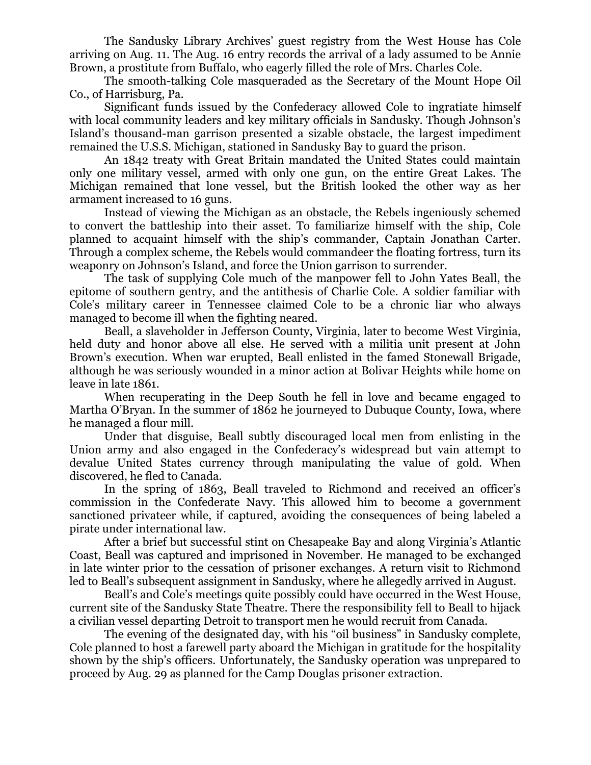The Sandusky Library Archives' guest registry from the West House has Cole arriving on Aug. 11. The Aug. 16 entry records the arrival of a lady assumed to be Annie Brown, a prostitute from Buffalo, who eagerly filled the role of Mrs. Charles Cole.

The smooth-talking Cole masqueraded as the Secretary of the Mount Hope Oil Co., of Harrisburg, Pa.

Significant funds issued by the Confederacy allowed Cole to ingratiate himself with local community leaders and key military officials in Sandusky. Though Johnson's Island's thousand-man garrison presented a sizable obstacle, the largest impediment remained the U.S.S. Michigan, stationed in Sandusky Bay to guard the prison.

An 1842 treaty with Great Britain mandated the United States could maintain only one military vessel, armed with only one gun, on the entire Great Lakes. The Michigan remained that lone vessel, but the British looked the other way as her armament increased to 16 guns.

Instead of viewing the Michigan as an obstacle, the Rebels ingeniously schemed to convert the battleship into their asset. To familiarize himself with the ship, Cole planned to acquaint himself with the ship's commander, Captain Jonathan Carter. Through a complex scheme, the Rebels would commandeer the floating fortress, turn its weaponry on Johnson's Island, and force the Union garrison to surrender.

The task of supplying Cole much of the manpower fell to John Yates Beall, the epitome of southern gentry, and the antithesis of Charlie Cole. A soldier familiar with Cole's military career in Tennessee claimed Cole to be a chronic liar who always managed to become ill when the fighting neared.

Beall, a slaveholder in Jefferson County, Virginia, later to become West Virginia, held duty and honor above all else. He served with a militia unit present at John Brown's execution. When war erupted, Beall enlisted in the famed Stonewall Brigade, although he was seriously wounded in a minor action at Bolivar Heights while home on leave in late 1861.

When recuperating in the Deep South he fell in love and became engaged to Martha O'Bryan. In the summer of 1862 he journeyed to Dubuque County, Iowa, where he managed a flour mill.

Under that disguise, Beall subtly discouraged local men from enlisting in the Union army and also engaged in the Confederacy's widespread but vain attempt to devalue United States currency through manipulating the value of gold. When discovered, he fled to Canada.

In the spring of 1863, Beall traveled to Richmond and received an officer's commission in the Confederate Navy. This allowed him to become a government sanctioned privateer while, if captured, avoiding the consequences of being labeled a pirate under international law.

After a brief but successful stint on Chesapeake Bay and along Virginia's Atlantic Coast, Beall was captured and imprisoned in November. He managed to be exchanged in late winter prior to the cessation of prisoner exchanges. A return visit to Richmond led to Beall's subsequent assignment in Sandusky, where he allegedly arrived in August.

Beall's and Cole's meetings quite possibly could have occurred in the West House, current site of the Sandusky State Theatre. There the responsibility fell to Beall to hijack a civilian vessel departing Detroit to transport men he would recruit from Canada.

The evening of the designated day, with his "oil business" in Sandusky complete, Cole planned to host a farewell party aboard the Michigan in gratitude for the hospitality shown by the ship's officers. Unfortunately, the Sandusky operation was unprepared to proceed by Aug. 29 as planned for the Camp Douglas prisoner extraction.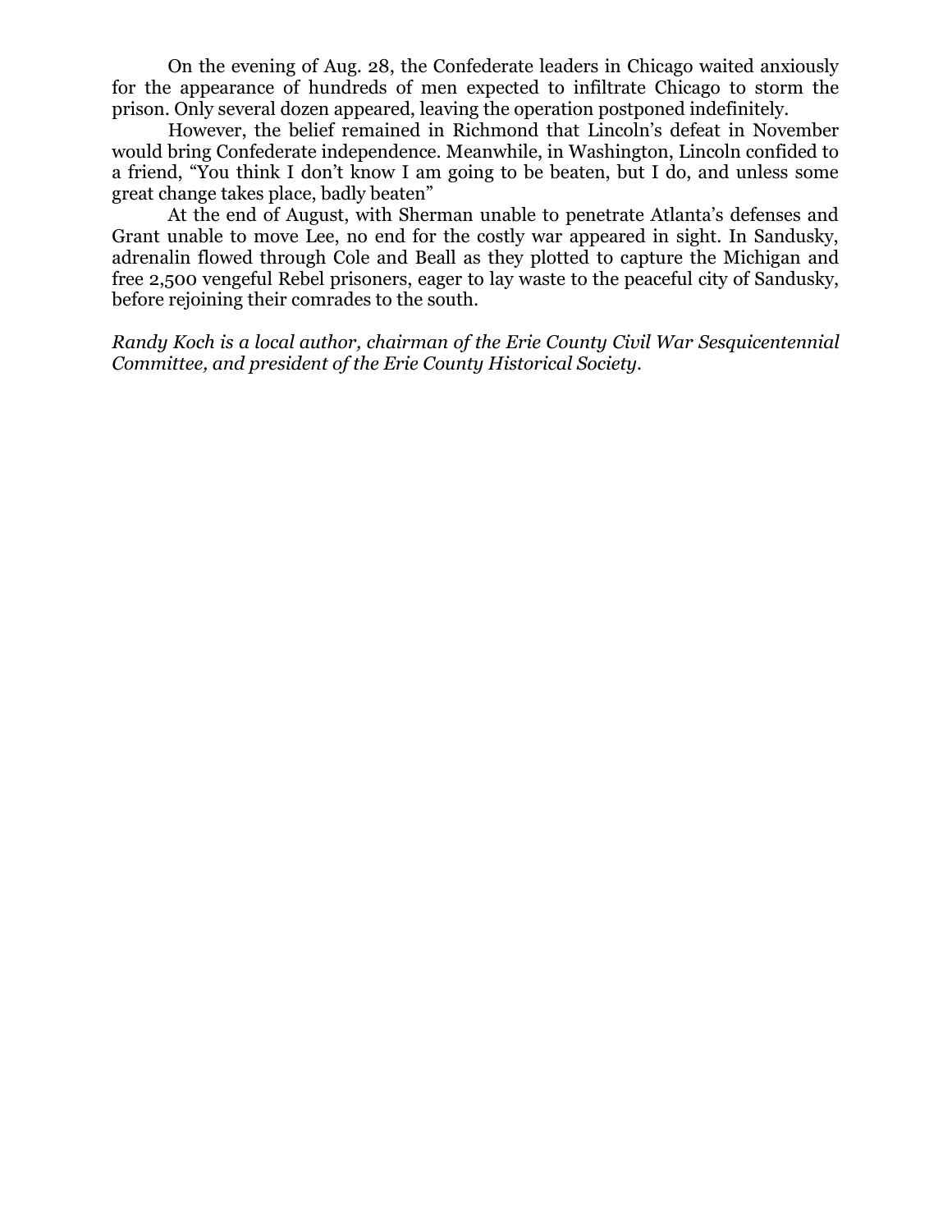On the evening of Aug. 28, the Confederate leaders in Chicago waited anxiously for the appearance of hundreds of men expected to infiltrate Chicago to storm the prison. Only several dozen appeared, leaving the operation postponed indefinitely.

However, the belief remained in Richmond that Lincoln's defeat in November would bring Confederate independence. Meanwhile, in Washington, Lincoln confided to a friend, "You think I don't know I am going to be beaten, but I do, and unless some great change takes place, badly beaten"

At the end of August, with Sherman unable to penetrate Atlanta's defenses and Grant unable to move Lee, no end for the costly war appeared in sight. In Sandusky, adrenalin flowed through Cole and Beall as they plotted to capture the Michigan and free 2,500 vengeful Rebel prisoners, eager to lay waste to the peaceful city of Sandusky, before rejoining their comrades to the south.

*Randy Koch is a local author, chairman of the Erie County Civil War Sesquicentennial Committee, and president of the Erie County Historical Society.*